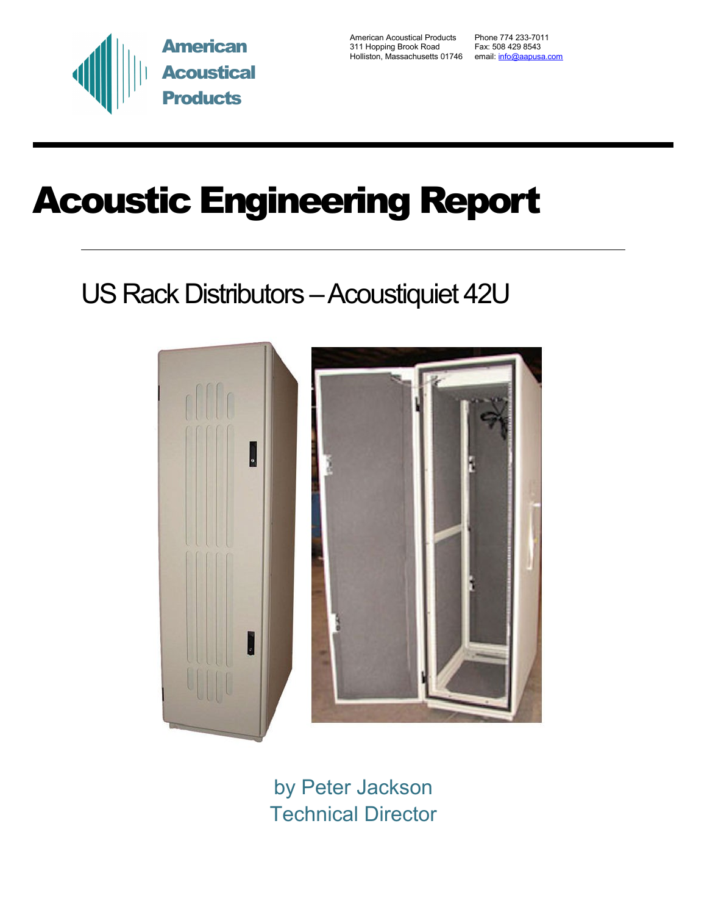American Acoustical Products

American Acoustical Products
311 Hopping Brook Road
Holliston, Massachusetts 01746

Phone 774 233-7011
Fax: 508 429 8543
email: info@aapusa.com

# Acoustic Engineering Report

## US Rack Distributors – Acoustiquiet 42U

by Peter Jackson
Technical Director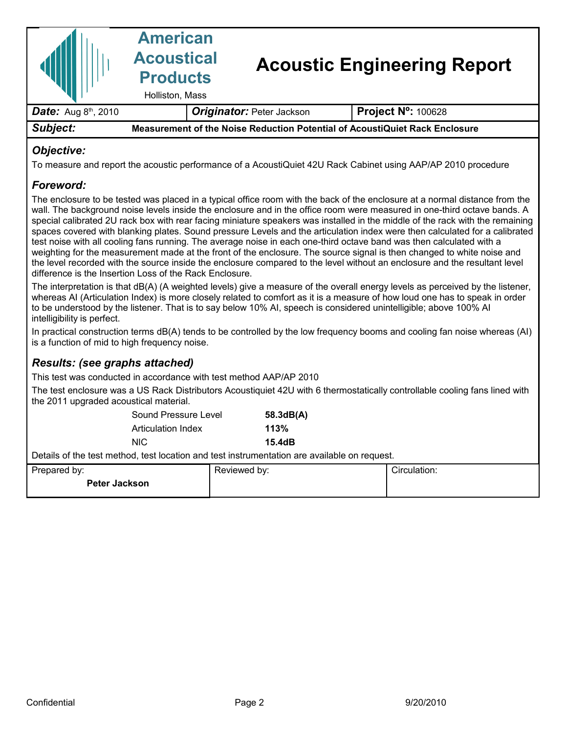# American Acoustical Products

Holliston, Mass

# Acoustic Engineering Report

| **Date:** Aug 8th, 2010 | **Originator:** Peter Jackson | **Project Nº:** 100628 |
|---|---|---|
| **Subject:** | **Measurement of the Noise Reduction Potential of AcoustiQuiet Rack Enclosure** | |

## Objective:

To measure and report the acoustic performance of a AcoustiQuiet 42U Rack Cabinet using AAP/AP 2010 procedure

## Foreword:

The enclosure to be tested was placed in a typical office room with the back of the enclosure at a normal distance from the wall. The background noise levels inside the enclosure and in the office room were measured in one-third octave bands. A special calibrated 2U rack box with rear facing miniature speakers was installed in the middle of the rack with the remaining spaces covered with blanking plates. Sound pressure Levels and the articulation index were then calculated for a calibrated test noise with all cooling fans running. The average noise in each one-third octave band was then calculated with a weighting for the measurement made at the front of the enclosure. The source signal is then changed to white noise and the level recorded with the source inside the enclosure compared to the level without an enclosure and the resultant level difference is the Insertion Loss of the Rack Enclosure.

The interpretation is that dB(A) (A weighted levels) give a measure of the overall energy levels as perceived by the listener, whereas AI (Articulation Index) is more closely related to comfort as it is a measure of how loud one has to speak in order to be understood by the listener. That is to say below 10% AI, speech is considered unintelligible; above 100% AI intelligibility is perfect.

In practical construction terms dB(A) tends to be controlled by the low frequency booms and cooling fan noise whereas (AI) is a function of mid to high frequency noise.

## Results: (see graphs attached)

This test was conducted in accordance with test method AAP/AP 2010

The test enclosure was a US Rack Distributors Acoustiquiet 42U with 6 thermostatically controllable cooling fans lined with the 2011 upgraded acoustical material.

| | |
|---|---|
| Sound Pressure Level | **58.3dB(A)** |
| Articulation Index | **113%** |
| NIC | **15.4dB** |

Details of the test method, test location and test instrumentation are available on request.

| Prepared by: | Reviewed by: | Circulation: |
|---|---|---|
| **Peter Jackson** | | |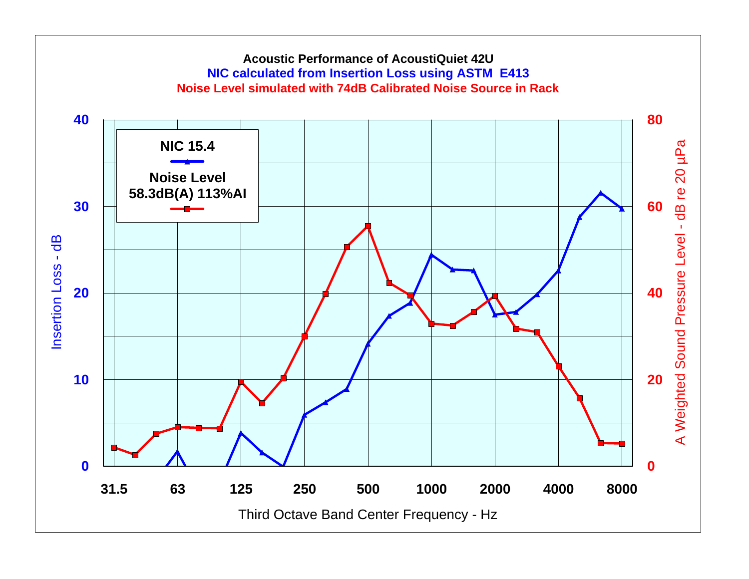Acoustic Performance of AcoustiQuiet 42U

NIC calculated from Insertion Loss using ASTM E413

Noise Level simulated with 74dB Calibrated Noise Source in Rack

NIC 15.4

Noise Level
58.3dB(A) 113%AI

Insertion Loss - dB

0
10
20
30
40

A Weighted Sound Pressure Level - dB re 20 µPa

0
20
40
60
80

31.5
63
125
250
500
1000
2000
4000
8000

Third Octave Band Center Frequency - Hz